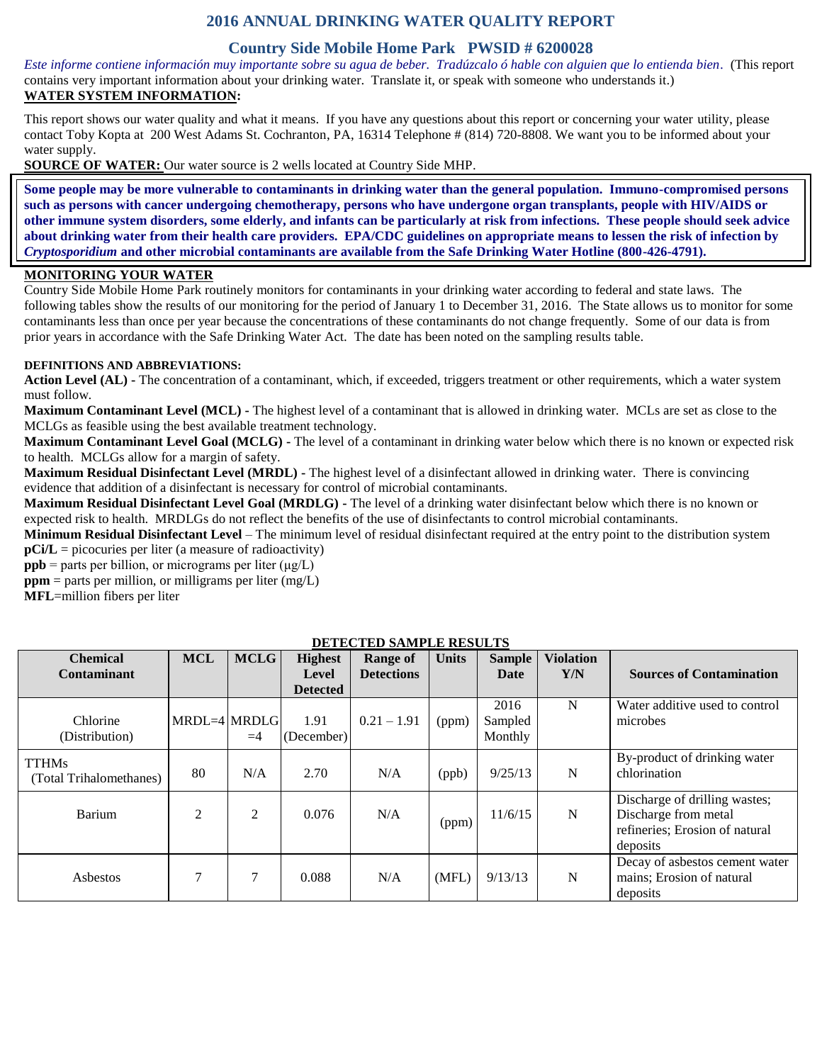# 2016 ANNUAL DRINKING WATER QUALITY REPORT

## Country Side Mobile Home Park PWSID # 6200028

*Este informe contiene información muy importante sobre su agua de beber. Tradúzcalo ó hable con alguien que lo entienda bien*. (This report contains very important information about your drinking water. Translate it, or speak with someone who understands it.)

**WATER SYSTEM INFORMATION:**

This report shows our water quality and what it means. If you have any questions about this report or concerning your water utility, please contact Toby Kopta at 200 West Adams St. Cochranton, PA, 16314 Telephone # (814) 720-8808. We want you to be informed about your water supply.

**SOURCE OF WATER:** Our water source is 2 wells located at Country Side MHP.

**Some people may be more vulnerable to contaminants in drinking water than the general population. Immuno-compromised persons such as persons with cancer undergoing chemotherapy, persons who have undergone organ transplants, people with HIV/AIDS or other immune system disorders, some elderly, and infants can be particularly at risk from infections. These people should seek advice about drinking water from their health care providers. EPA/CDC guidelines on appropriate means to lessen the risk of infection by *Cryptosporidium* and other microbial contaminants are available from the Safe Drinking Water Hotline (800-426-4791).**

**MONITORING YOUR WATER**

Country Side Mobile Home Park routinely monitors for contaminants in your drinking water according to federal and state laws. The following tables show the results of our monitoring for the period of January 1 to December 31, 2016. The State allows us to monitor for some contaminants less than once per year because the concentrations of these contaminants do not change frequently. Some of our data is from prior years in accordance with the Safe Drinking Water Act. The date has been noted on the sampling results table.

**DEFINITIONS AND ABBREVIATIONS:**

**Action Level (AL) -** The concentration of a contaminant, which, if exceeded, triggers treatment or other requirements, which a water system must follow.

**Maximum Contaminant Level (MCL) -** The highest level of a contaminant that is allowed in drinking water. MCLs are set as close to the MCLGs as feasible using the best available treatment technology.

**Maximum Contaminant Level Goal (MCLG) -** The level of a contaminant in drinking water below which there is no known or expected risk to health. MCLGs allow for a margin of safety.

**Maximum Residual Disinfectant Level (MRDL) -** The highest level of a disinfectant allowed in drinking water. There is convincing evidence that addition of a disinfectant is necessary for control of microbial contaminants.

**Maximum Residual Disinfectant Level Goal (MRDLG) -** The level of a drinking water disinfectant below which there is no known or expected risk to health. MRDLGs do not reflect the benefits of the use of disinfectants to control microbial contaminants.

**Minimum Residual Disinfectant Level** – The minimum level of residual disinfectant required at the entry point to the distribution system

**pCi/L** = picocuries per liter (a measure of radioactivity)

**ppb** = parts per billion, or micrograms per liter (μg/L)

**ppm** = parts per million, or milligrams per liter (mg/L)

**MFL**=million fibers per liter

**DETECTED SAMPLE RESULTS**

| Chemical Contaminant | MCL | MCLG | Highest Level Detected | Range of Detections | Units | Sample Date | Violation Y/N | Sources of Contamination |
|---|---|---|---|---|---|---|---|---|
| Chlorine (Distribution) | MRDL=4 | MRDLG =4 | 1.91 (December) | 0.21 – 1.91 | (ppm) | 2016 Sampled Monthly | N | Water additive used to control microbes |
| TTHMs (Total Trihalomethanes) | 80 | N/A | 2.70 | N/A | (ppb) | 9/25/13 | N | By-product of drinking water chlorination |
| Barium | 2 | 2 | 0.076 | N/A | (ppm) | 11/6/15 | N | Discharge of drilling wastes; Discharge from metal refineries; Erosion of natural deposits |
| Asbestos | 7 | 7 | 0.088 | N/A | (MFL) | 9/13/13 | N | Decay of asbestos cement water mains; Erosion of natural deposits |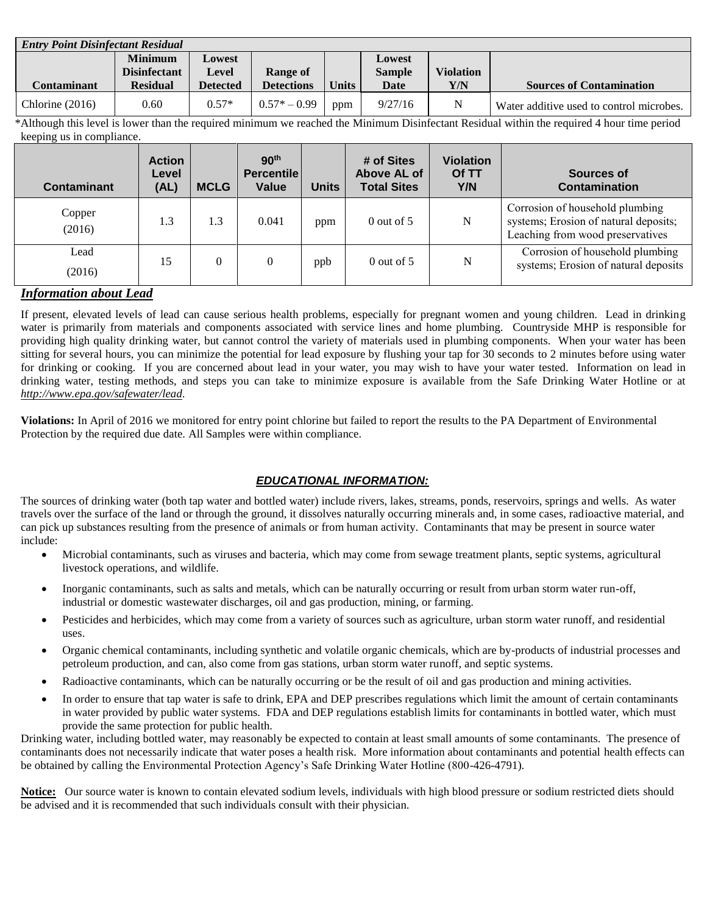| *Entry Point Disinfectant Residual* | | | | | | | |
|---|---|---|---|---|---|---|---|
| **Contaminant** | **Minimum Disinfectant Residual** | **Lowest Level Detected** | **Range of Detections** | **Units** | **Lowest Sample Date** | **Violation Y/N** | **Sources of Contamination** |
| Chlorine (2016) | 0.60 | 0.57* | 0.57* – 0.99 | ppm | 9/27/16 | N | Water additive used to control microbes. |

*Although this level is lower than the required minimum we reached the Minimum Disinfectant Residual within the required 4 hour time period keeping us in compliance.

| Contaminant | Action Level (AL) | MCLG | 90th Percentile Value | Units | # of Sites Above AL of Total Sites | Violation Of TT Y/N | Sources of Contamination |
|---|---|---|---|---|---|---|---|
| Copper (2016) | 1.3 | 1.3 | 0.041 | ppm | 0 out of 5 | N | Corrosion of household plumbing systems; Erosion of natural deposits; Leaching from wood preservatives |
| Lead (2016) | 15 | 0 | 0 | ppb | 0 out of 5 | N | Corrosion of household plumbing systems; Erosion of natural deposits |

## *Information about Lead*

If present, elevated levels of lead can cause serious health problems, especially for pregnant women and young children. Lead in drinking water is primarily from materials and components associated with service lines and home plumbing. Countryside MHP is responsible for providing high quality drinking water, but cannot control the variety of materials used in plumbing components. When your water has been sitting for several hours, you can minimize the potential for lead exposure by flushing your tap for 30 seconds to 2 minutes before using water for drinking or cooking. If you are concerned about lead in your water, you may wish to have your water tested. Information on lead in drinking water, testing methods, and steps you can take to minimize exposure is available from the Safe Drinking Water Hotline or at *http://www.epa.gov/safewater/lead*.

**Violations:** In April of 2016 we monitored for entry point chlorine but failed to report the results to the PA Department of Environmental Protection by the required due date. All Samples were within compliance.

## *EDUCATIONAL INFORMATION:*

The sources of drinking water (both tap water and bottled water) include rivers, lakes, streams, ponds, reservoirs, springs and wells. As water travels over the surface of the land or through the ground, it dissolves naturally occurring minerals and, in some cases, radioactive material, and can pick up substances resulting from the presence of animals or from human activity. Contaminants that may be present in source water include:

- Microbial contaminants, such as viruses and bacteria, which may come from sewage treatment plants, septic systems, agricultural livestock operations, and wildlife.
- Inorganic contaminants, such as salts and metals, which can be naturally occurring or result from urban storm water run-off, industrial or domestic wastewater discharges, oil and gas production, mining, or farming.
- Pesticides and herbicides, which may come from a variety of sources such as agriculture, urban storm water runoff, and residential uses.
- Organic chemical contaminants, including synthetic and volatile organic chemicals, which are by-products of industrial processes and petroleum production, and can, also come from gas stations, urban storm water runoff, and septic systems.
- Radioactive contaminants, which can be naturally occurring or be the result of oil and gas production and mining activities.
- In order to ensure that tap water is safe to drink, EPA and DEP prescribes regulations which limit the amount of certain contaminants in water provided by public water systems. FDA and DEP regulations establish limits for contaminants in bottled water, which must provide the same protection for public health.

Drinking water, including bottled water, may reasonably be expected to contain at least small amounts of some contaminants. The presence of contaminants does not necessarily indicate that water poses a health risk. More information about contaminants and potential health effects can be obtained by calling the Environmental Protection Agency's Safe Drinking Water Hotline (800-426-4791).

**Notice:** Our source water is known to contain elevated sodium levels, individuals with high blood pressure or sodium restricted diets should be advised and it is recommended that such individuals consult with their physician.